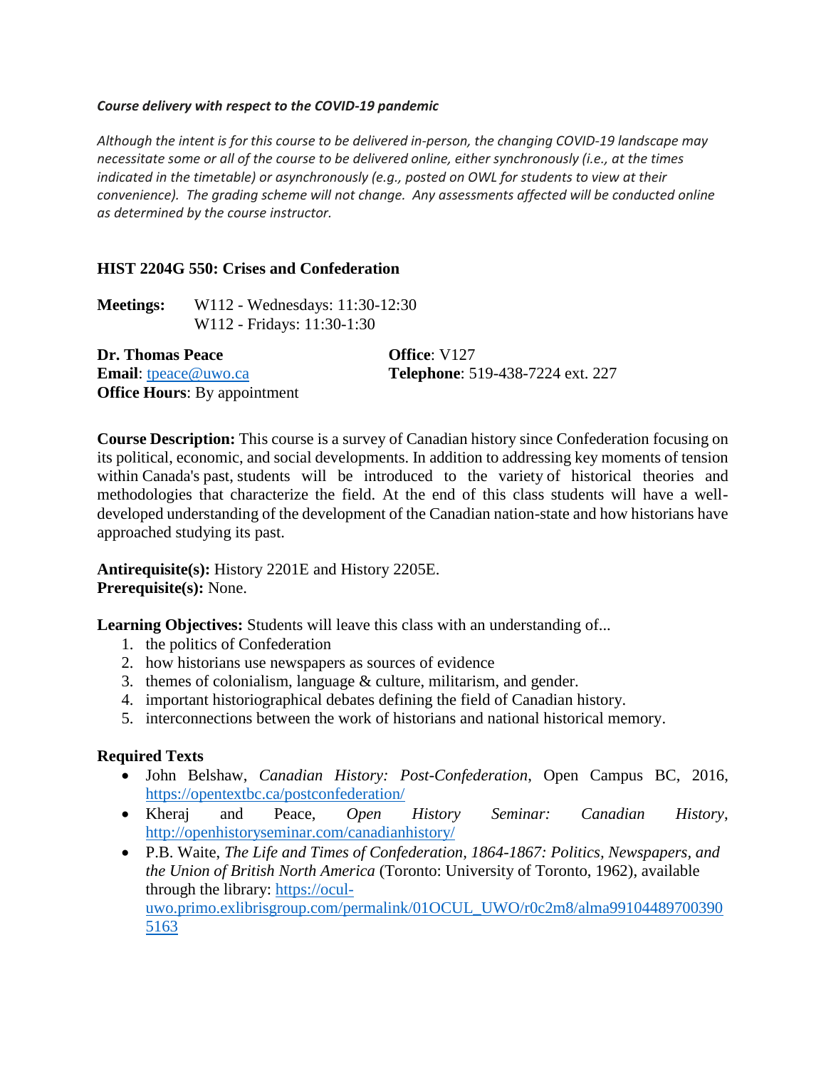***Course delivery with respect to the COVID-19 pandemic***

*Although the intent is for this course to be delivered in-person, the changing COVID-19 landscape may necessitate some or all of the course to be delivered online, either synchronously (i.e., at the times indicated in the timetable) or asynchronously (e.g., posted on OWL for students to view at their convenience). The grading scheme will not change. Any assessments affected will be conducted online as determined by the course instructor.*

## HIST 2204G 550: Crises and Confederation

**Meetings:** W112 - Wednesdays: 11:30-12:30
W112 - Fridays: 11:30-1:30

**Dr. Thomas Peace**
**Email**: tpeace@uwo.ca
**Office Hours**: By appointment
**Office**: V127
**Telephone**: 519-438-7224 ext. 227

**Course Description:** This course is a survey of Canadian history since Confederation focusing on its political, economic, and social developments. In addition to addressing key moments of tension within Canada's past, students will be introduced to the variety of historical theories and methodologies that characterize the field. At the end of this class students will have a well-developed understanding of the development of the Canadian nation-state and how historians have approached studying its past.

**Antirequisite(s):** History 2201E and History 2205E.
**Prerequisite(s):** None.

**Learning Objectives:** Students will leave this class with an understanding of...

1. the politics of Confederation
2. how historians use newspapers as sources of evidence
3. themes of colonialism, language & culture, militarism, and gender.
4. important historiographical debates defining the field of Canadian history.
5. interconnections between the work of historians and national historical memory.

**Required Texts**

- John Belshaw, *Canadian History: Post-Confederation*, Open Campus BC, 2016, https://opentextbc.ca/postconfederation/
- Kheraj and Peace, *Open History Seminar: Canadian History*, http://openhistoryseminar.com/canadianhistory/
- P.B. Waite, *The Life and Times of Confederation, 1864-1867: Politics, Newspapers, and the Union of British North America* (Toronto: University of Toronto, 1962), available through the library: https://ocul-uwo.primo.exlibrisgroup.com/permalink/01OCUL_UWO/r0c2m8/alma991044897003905163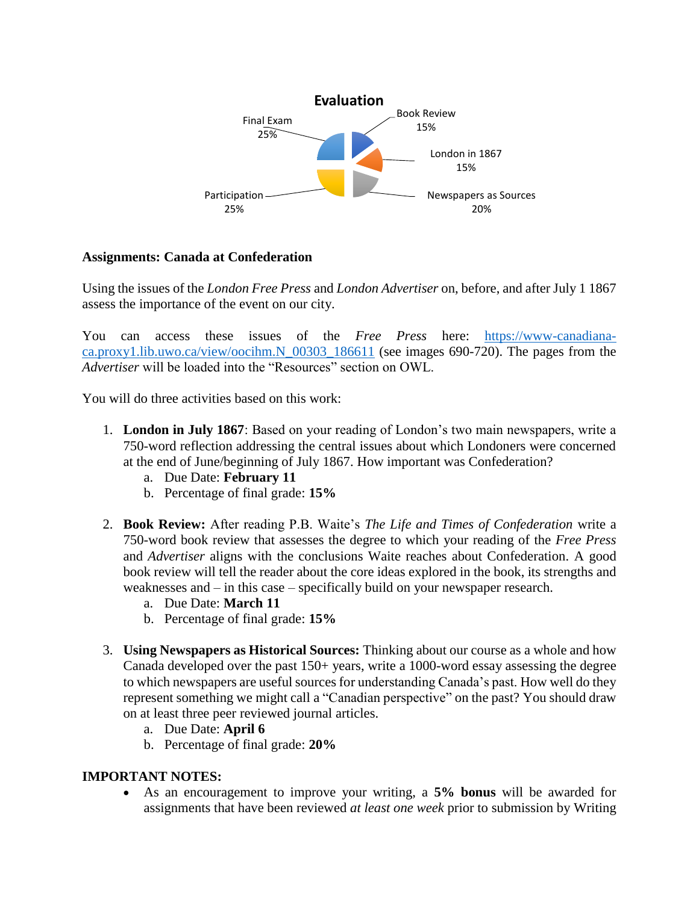**Evaluation**

| Component | Percentage |
| --- | --- |
| Book Review | 15% |
| London in 1867 | 15% |
| Newspapers as Sources | 20% |
| Participation | 25% |
| Final Exam | 25% |

**Assignments: Canada at Confederation**

Using the issues of the *London Free Press* and *London Advertiser* on, before, and after July 1 1867 assess the importance of the event on our city.

You can access these issues of the *Free Press* here: [https://www-canadiana-ca.proxy1.lib.uwo.ca/view/oocihm.N_00303_186611](https://www-canadiana-ca.proxy1.lib.uwo.ca/view/oocihm.N_00303_186611) (see images 690-720). The pages from the *Advertiser* will be loaded into the "Resources" section on OWL.

You will do three activities based on this work:

1. **London in July 1867**: Based on your reading of London's two main newspapers, write a 750-word reflection addressing the central issues about which Londoners were concerned at the end of June/beginning of July 1867. How important was Confederation?
   a. Due Date: **February 11**
   b. Percentage of final grade: **15%**

2. **Book Review:** After reading P.B. Waite's *The Life and Times of Confederation* write a 750-word book review that assesses the degree to which your reading of the *Free Press* and *Advertiser* aligns with the conclusions Waite reaches about Confederation. A good book review will tell the reader about the core ideas explored in the book, its strengths and weaknesses and – in this case – specifically build on your newspaper research.
   a. Due Date: **March 11**
   b. Percentage of final grade: **15%**

3. **Using Newspapers as Historical Sources:** Thinking about our course as a whole and how Canada developed over the past 150+ years, write a 1000-word essay assessing the degree to which newspapers are useful sources for understanding Canada's past. How well do they represent something we might call a "Canadian perspective" on the past? You should draw on at least three peer reviewed journal articles.
   a. Due Date: **April 6**
   b. Percentage of final grade: **20%**

**IMPORTANT NOTES:**

- As an encouragement to improve your writing, a **5% bonus** will be awarded for assignments that have been reviewed *at least one week* prior to submission by Writing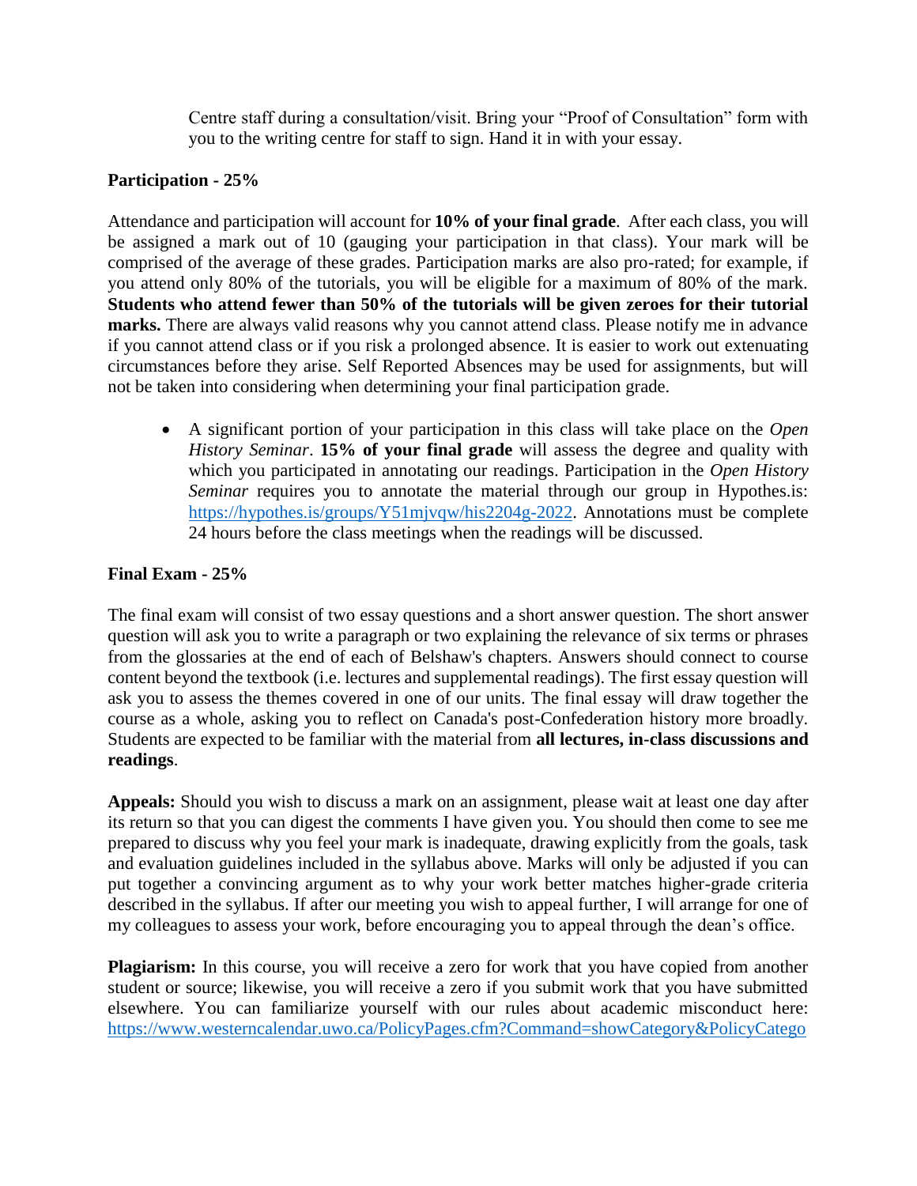Centre staff during a consultation/visit. Bring your "Proof of Consultation" form with you to the writing centre for staff to sign. Hand it in with your essay.

**Participation - 25%**

Attendance and participation will account for **10% of your final grade**. After each class, you will be assigned a mark out of 10 (gauging your participation in that class). Your mark will be comprised of the average of these grades. Participation marks are also pro-rated; for example, if you attend only 80% of the tutorials, you will be eligible for a maximum of 80% of the mark. **Students who attend fewer than 50% of the tutorials will be given zeroes for their tutorial marks.** There are always valid reasons why you cannot attend class. Please notify me in advance if you cannot attend class or if you risk a prolonged absence. It is easier to work out extenuating circumstances before they arise. Self Reported Absences may be used for assignments, but will not be taken into considering when determining your final participation grade.

- A significant portion of your participation in this class will take place on the *Open History Seminar*. **15% of your final grade** will assess the degree and quality with which you participated in annotating our readings. Participation in the *Open History Seminar* requires you to annotate the material through our group in Hypothes.is: https://hypothes.is/groups/Y51mjvqw/his2204g-2022. Annotations must be complete 24 hours before the class meetings when the readings will be discussed.

**Final Exam - 25%**

The final exam will consist of two essay questions and a short answer question. The short answer question will ask you to write a paragraph or two explaining the relevance of six terms or phrases from the glossaries at the end of each of Belshaw's chapters. Answers should connect to course content beyond the textbook (i.e. lectures and supplemental readings). The first essay question will ask you to assess the themes covered in one of our units. The final essay will draw together the course as a whole, asking you to reflect on Canada's post-Confederation history more broadly. Students are expected to be familiar with the material from **all lectures, in-class discussions and readings**.

**Appeals:** Should you wish to discuss a mark on an assignment, please wait at least one day after its return so that you can digest the comments I have given you. You should then come to see me prepared to discuss why you feel your mark is inadequate, drawing explicitly from the goals, task and evaluation guidelines included in the syllabus above. Marks will only be adjusted if you can put together a convincing argument as to why your work better matches higher-grade criteria described in the syllabus. If after our meeting you wish to appeal further, I will arrange for one of my colleagues to assess your work, before encouraging you to appeal through the dean's office.

**Plagiarism:** In this course, you will receive a zero for work that you have copied from another student or source; likewise, you will receive a zero if you submit work that you have submitted elsewhere. You can familiarize yourself with our rules about academic misconduct here: https://www.westerncalendar.uwo.ca/PolicyPages.cfm?Command=showCategory&PolicyCatego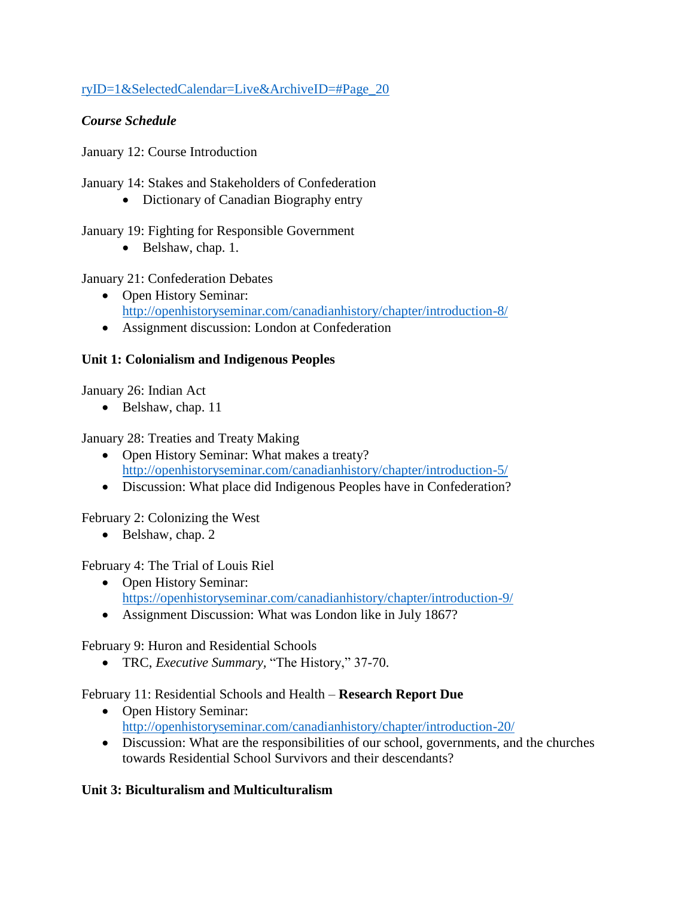ryID=1&SelectedCalendar=Live&ArchiveID=#Page_20

***Course Schedule***

January 12: Course Introduction

January 14: Stakes and Stakeholders of Confederation
- Dictionary of Canadian Biography entry

January 19: Fighting for Responsible Government
- Belshaw, chap. 1.

January 21: Confederation Debates
- Open History Seminar: http://openhistoryseminar.com/canadianhistory/chapter/introduction-8/
- Assignment discussion: London at Confederation

**Unit 1: Colonialism and Indigenous Peoples**

January 26: Indian Act
- Belshaw, chap. 11

January 28: Treaties and Treaty Making
- Open History Seminar: What makes a treaty? http://openhistoryseminar.com/canadianhistory/chapter/introduction-5/
- Discussion: What place did Indigenous Peoples have in Confederation?

February 2: Colonizing the West
- Belshaw, chap. 2

February 4: The Trial of Louis Riel
- Open History Seminar: https://openhistoryseminar.com/canadianhistory/chapter/introduction-9/
- Assignment Discussion: What was London like in July 1867?

February 9: Huron and Residential Schools
- TRC, *Executive Summary*, "The History," 37-70.

February 11: Residential Schools and Health – **Research Report Due**
- Open History Seminar: http://openhistoryseminar.com/canadianhistory/chapter/introduction-20/
- Discussion: What are the responsibilities of our school, governments, and the churches towards Residential School Survivors and their descendants?

**Unit 3: Biculturalism and Multiculturalism**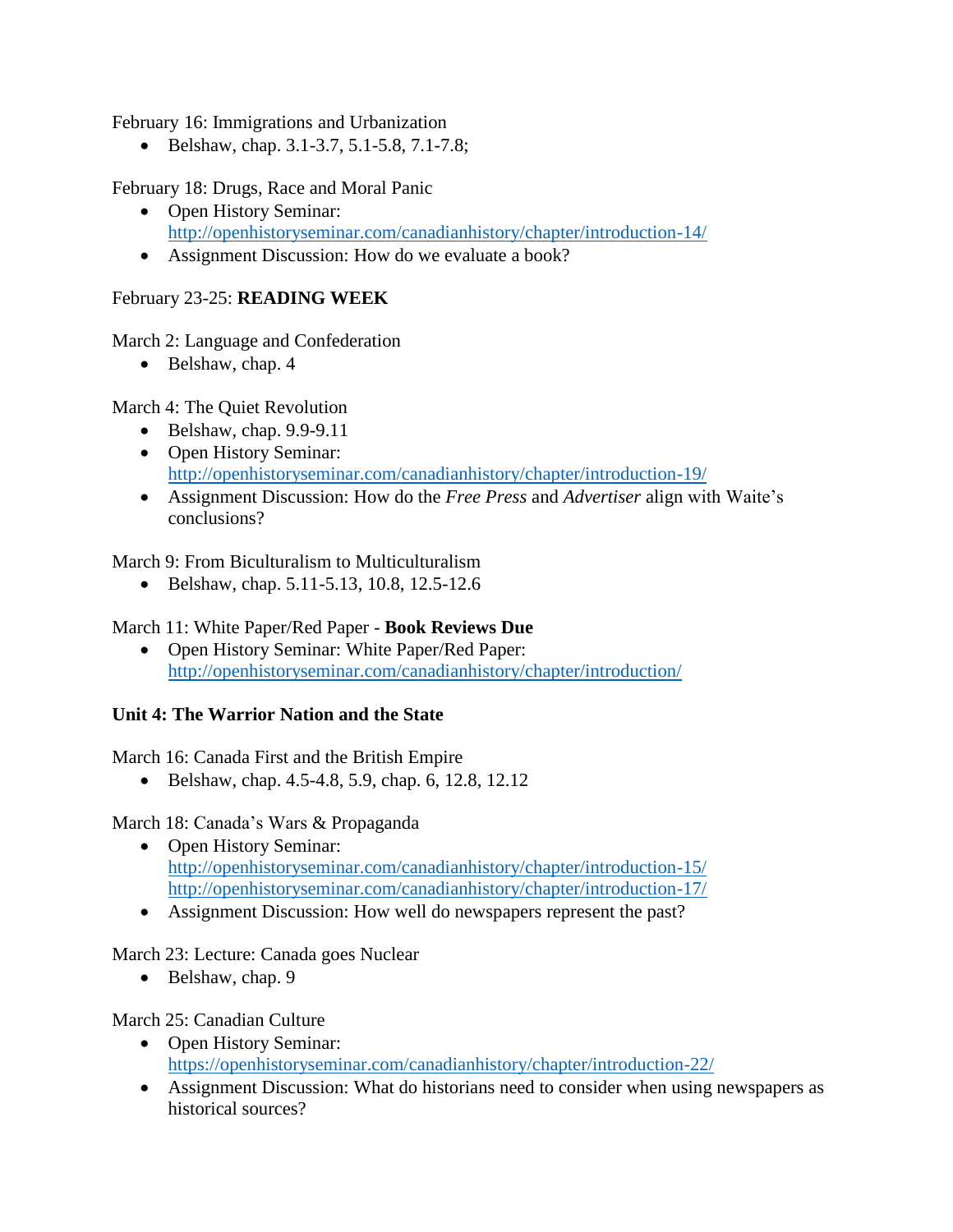February 16: Immigrations and Urbanization

- Belshaw, chap. 3.1-3.7, 5.1-5.8, 7.1-7.8;

February 18: Drugs, Race and Moral Panic

- Open History Seminar: http://openhistoryseminar.com/canadianhistory/chapter/introduction-14/
- Assignment Discussion: How do we evaluate a book?

February 23-25: **READING WEEK**

March 2: Language and Confederation

- Belshaw, chap. 4

March 4: The Quiet Revolution

- Belshaw, chap. 9.9-9.11
- Open History Seminar: http://openhistoryseminar.com/canadianhistory/chapter/introduction-19/
- Assignment Discussion: How do the *Free Press* and *Advertiser* align with Waite's conclusions?

March 9: From Biculturalism to Multiculturalism

- Belshaw, chap. 5.11-5.13, 10.8, 12.5-12.6

March 11: White Paper/Red Paper - **Book Reviews Due**

- Open History Seminar: White Paper/Red Paper: http://openhistoryseminar.com/canadianhistory/chapter/introduction/

**Unit 4: The Warrior Nation and the State**

March 16: Canada First and the British Empire

- Belshaw, chap. 4.5-4.8, 5.9, chap. 6, 12.8, 12.12

March 18: Canada's Wars & Propaganda

- Open History Seminar: http://openhistoryseminar.com/canadianhistory/chapter/introduction-15/ http://openhistoryseminar.com/canadianhistory/chapter/introduction-17/
- Assignment Discussion: How well do newspapers represent the past?

March 23: Lecture: Canada goes Nuclear

- Belshaw, chap. 9

March 25: Canadian Culture

- Open History Seminar: https://openhistoryseminar.com/canadianhistory/chapter/introduction-22/
- Assignment Discussion: What do historians need to consider when using newspapers as historical sources?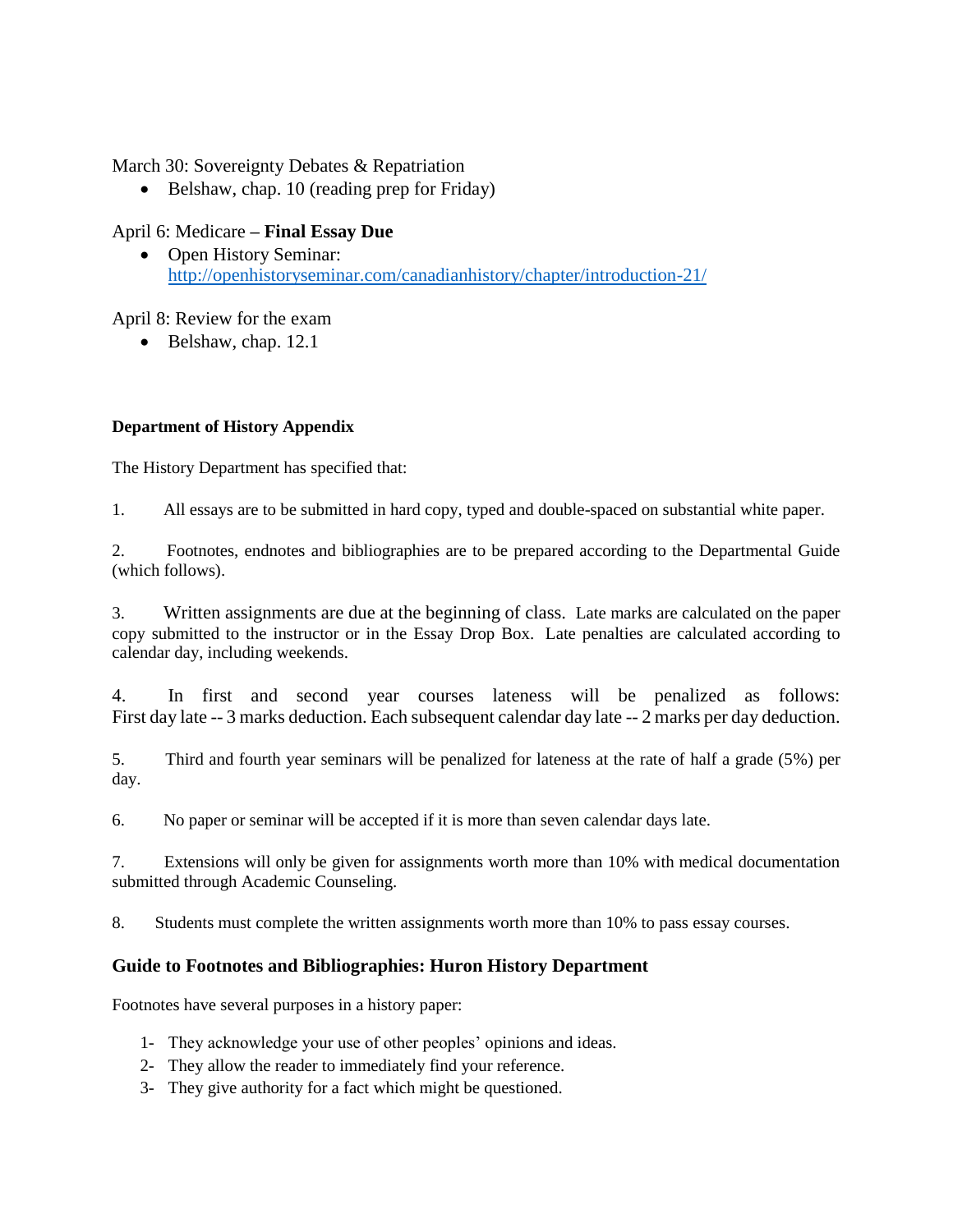March 30: Sovereignty Debates & Repatriation

- Belshaw, chap. 10 (reading prep for Friday)

April 6: Medicare – **Final Essay Due**

- Open History Seminar: [http://openhistoryseminar.com/canadianhistory/chapter/introduction-21/](http://openhistoryseminar.com/canadianhistory/chapter/introduction-21/)

April 8: Review for the exam

- Belshaw, chap. 12.1

**Department of History Appendix**

The History Department has specified that:

1. All essays are to be submitted in hard copy, typed and double-spaced on substantial white paper.

2. Footnotes, endnotes and bibliographies are to be prepared according to the Departmental Guide (which follows).

3. Written assignments are due at the beginning of class. Late marks are calculated on the paper copy submitted to the instructor or in the Essay Drop Box. Late penalties are calculated according to calendar day, including weekends.

4. In first and second year courses lateness will be penalized as follows: First day late -- 3 marks deduction. Each subsequent calendar day late -- 2 marks per day deduction.

5. Third and fourth year seminars will be penalized for lateness at the rate of half a grade (5%) per day.

6. No paper or seminar will be accepted if it is more than seven calendar days late.

7. Extensions will only be given for assignments worth more than 10% with medical documentation submitted through Academic Counseling.

8. Students must complete the written assignments worth more than 10% to pass essay courses.

## Guide to Footnotes and Bibliographies: Huron History Department

Footnotes have several purposes in a history paper:

1- They acknowledge your use of other peoples' opinions and ideas.
2- They allow the reader to immediately find your reference.
3- They give authority for a fact which might be questioned.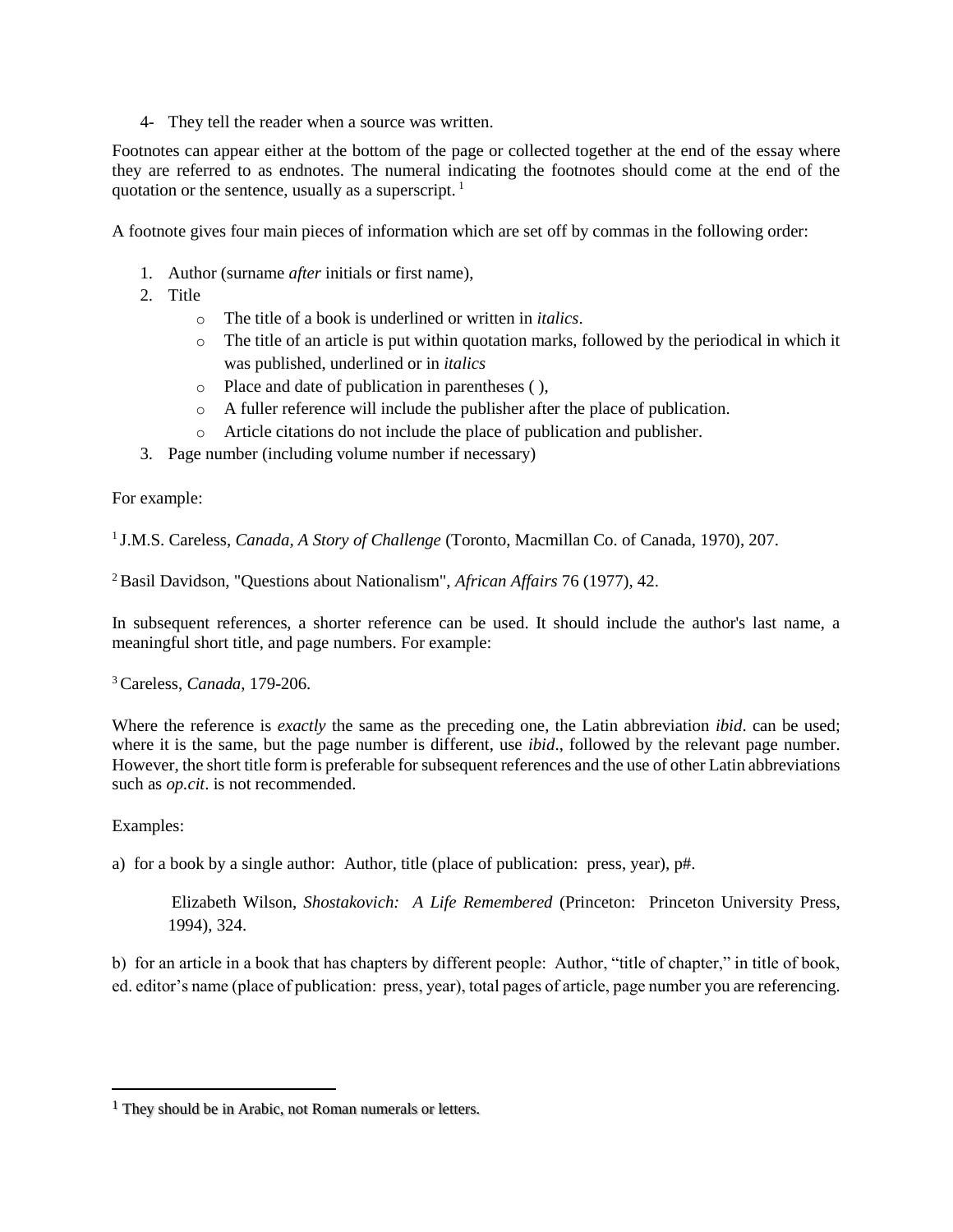4- They tell the reader when a source was written.

Footnotes can appear either at the bottom of the page or collected together at the end of the essay where they are referred to as endnotes. The numeral indicating the footnotes should come at the end of the quotation or the sentence, usually as a superscript. [1]

A footnote gives four main pieces of information which are set off by commas in the following order:

1. Author (surname *after* initials or first name),
2. Title
   - The title of a book is underlined or written in *italics*.
   - The title of an article is put within quotation marks, followed by the periodical in which it was published, underlined or in *italics*
   - Place and date of publication in parentheses ( ),
   - A fuller reference will include the publisher after the place of publication.
   - Article citations do not include the place of publication and publisher.
3. Page number (including volume number if necessary)

For example:

[1] J.M.S. Careless, *Canada, A Story of Challenge* (Toronto, Macmillan Co. of Canada, 1970), 207.

[2] Basil Davidson, "Questions about Nationalism", *African Affairs* 76 (1977), 42.

In subsequent references, a shorter reference can be used. It should include the author's last name, a meaningful short title, and page numbers. For example:

[3] Careless, *Canada*, 179-206.

Where the reference is *exactly* the same as the preceding one, the Latin abbreviation *ibid*. can be used; where it is the same, but the page number is different, use *ibid*., followed by the relevant page number. However, the short title form is preferable for subsequent references and the use of other Latin abbreviations such as *op.cit*. is not recommended.

Examples:

a) for a book by a single author: Author, title (place of publication: press, year), p#.

> Elizabeth Wilson, *Shostakovich: A Life Remembered* (Princeton: Princeton University Press, 1994), 324.

b) for an article in a book that has chapters by different people: Author, “title of chapter,” in title of book, ed. editor’s name (place of publication: press, year), total pages of article, page number you are referencing.

---

[1] They should be in Arabic, not Roman numerals or letters.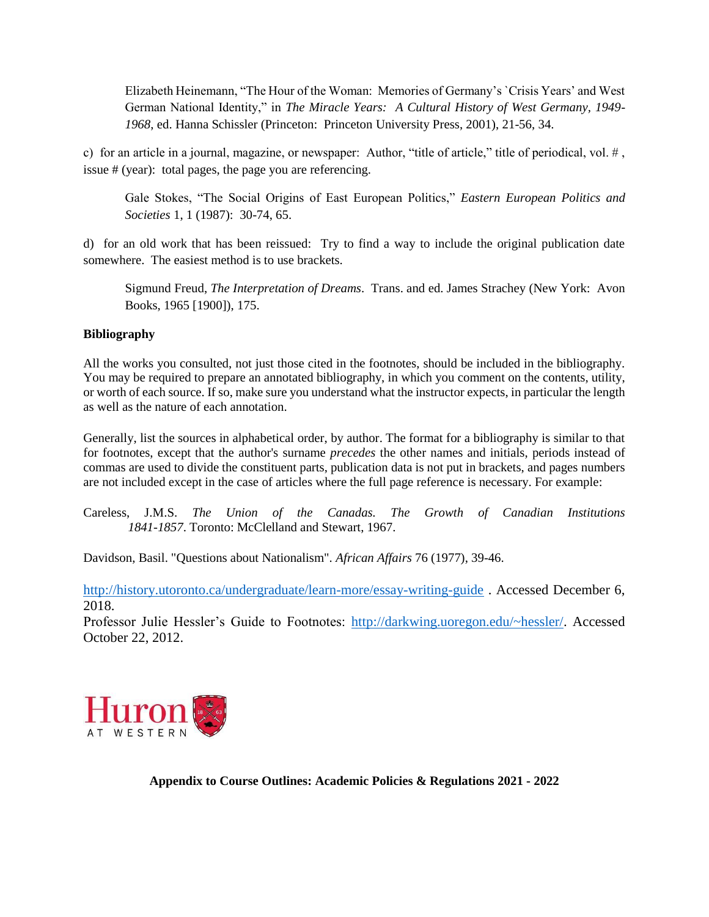Elizabeth Heinemann, "The Hour of the Woman: Memories of Germany's `Crisis Years' and West German National Identity," in *The Miracle Years: A Cultural History of West Germany, 1949-1968*, ed. Hanna Schissler (Princeton: Princeton University Press, 2001), 21-56, 34.

c) for an article in a journal, magazine, or newspaper: Author, "title of article," title of periodical, vol. # , issue # (year): total pages, the page you are referencing.

Gale Stokes, "The Social Origins of East European Politics," *Eastern European Politics and Societies* 1, 1 (1987): 30-74, 65.

d) for an old work that has been reissued: Try to find a way to include the original publication date somewhere. The easiest method is to use brackets.

Sigmund Freud, *The Interpretation of Dreams*. Trans. and ed. James Strachey (New York: Avon Books, 1965 [1900]), 175.

**Bibliography**

All the works you consulted, not just those cited in the footnotes, should be included in the bibliography. You may be required to prepare an annotated bibliography, in which you comment on the contents, utility, or worth of each source. If so, make sure you understand what the instructor expects, in particular the length as well as the nature of each annotation.

Generally, list the sources in alphabetical order, by author. The format for a bibliography is similar to that for footnotes, except that the author's surname *precedes* the other names and initials, periods instead of commas are used to divide the constituent parts, publication data is not put in brackets, and pages numbers are not included except in the case of articles where the full page reference is necessary. For example:

Careless, J.M.S. *The Union of the Canadas. The Growth of Canadian Institutions 1841-1857*. Toronto: McClelland and Stewart, 1967.

Davidson, Basil. "Questions about Nationalism". *African Affairs* 76 (1977), 39-46.

http://history.utoronto.ca/undergraduate/learn-more/essay-writing-guide . Accessed December 6, 2018.
Professor Julie Hessler's Guide to Footnotes: http://darkwing.uoregon.edu/~hessler/. Accessed October 22, 2012.

Huron AT WESTERN

**Appendix to Course Outlines: Academic Policies & Regulations 2021 - 2022**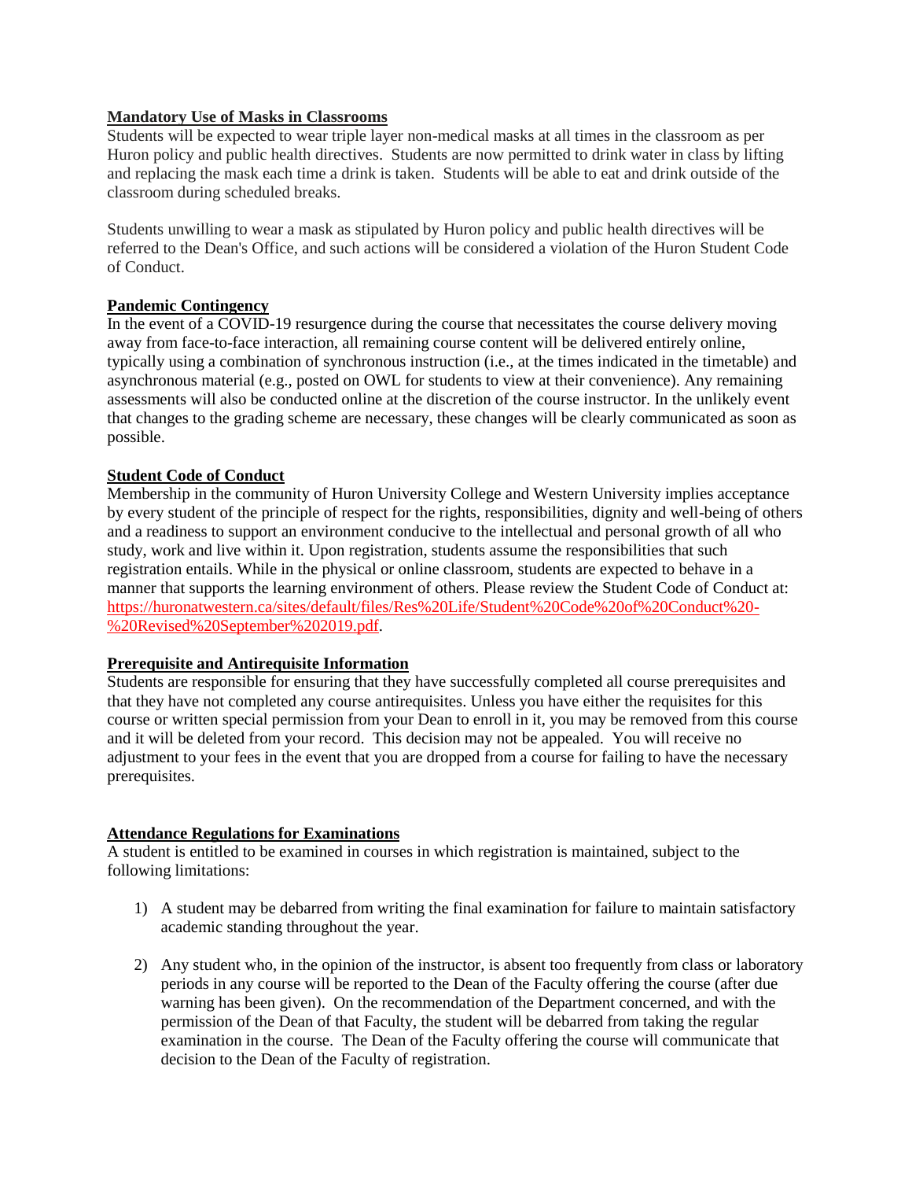**Mandatory Use of Masks in Classrooms**

Students will be expected to wear triple layer non-medical masks at all times in the classroom as per Huron policy and public health directives. Students are now permitted to drink water in class by lifting and replacing the mask each time a drink is taken. Students will be able to eat and drink outside of the classroom during scheduled breaks.

Students unwilling to wear a mask as stipulated by Huron policy and public health directives will be referred to the Dean's Office, and such actions will be considered a violation of the Huron Student Code of Conduct.

**Pandemic Contingency**

In the event of a COVID-19 resurgence during the course that necessitates the course delivery moving away from face-to-face interaction, all remaining course content will be delivered entirely online, typically using a combination of synchronous instruction (i.e., at the times indicated in the timetable) and asynchronous material (e.g., posted on OWL for students to view at their convenience). Any remaining assessments will also be conducted online at the discretion of the course instructor. In the unlikely event that changes to the grading scheme are necessary, these changes will be clearly communicated as soon as possible.

**Student Code of Conduct**

Membership in the community of Huron University College and Western University implies acceptance by every student of the principle of respect for the rights, responsibilities, dignity and well-being of others and a readiness to support an environment conducive to the intellectual and personal growth of all who study, work and live within it. Upon registration, students assume the responsibilities that such registration entails. While in the physical or online classroom, students are expected to behave in a manner that supports the learning environment of others. Please review the Student Code of Conduct at: https://huronatwestern.ca/sites/default/files/Res%20Life/Student%20Code%20of%20Conduct%20-%20Revised%20September%202019.pdf.

**Prerequisite and Antirequisite Information**

Students are responsible for ensuring that they have successfully completed all course prerequisites and that they have not completed any course antirequisites. Unless you have either the requisites for this course or written special permission from your Dean to enroll in it, you may be removed from this course and it will be deleted from your record. This decision may not be appealed. You will receive no adjustment to your fees in the event that you are dropped from a course for failing to have the necessary prerequisites.

**Attendance Regulations for Examinations**

A student is entitled to be examined in courses in which registration is maintained, subject to the following limitations:

1) A student may be debarred from writing the final examination for failure to maintain satisfactory academic standing throughout the year.

2) Any student who, in the opinion of the instructor, is absent too frequently from class or laboratory periods in any course will be reported to the Dean of the Faculty offering the course (after due warning has been given). On the recommendation of the Department concerned, and with the permission of the Dean of that Faculty, the student will be debarred from taking the regular examination in the course. The Dean of the Faculty offering the course will communicate that decision to the Dean of the Faculty of registration.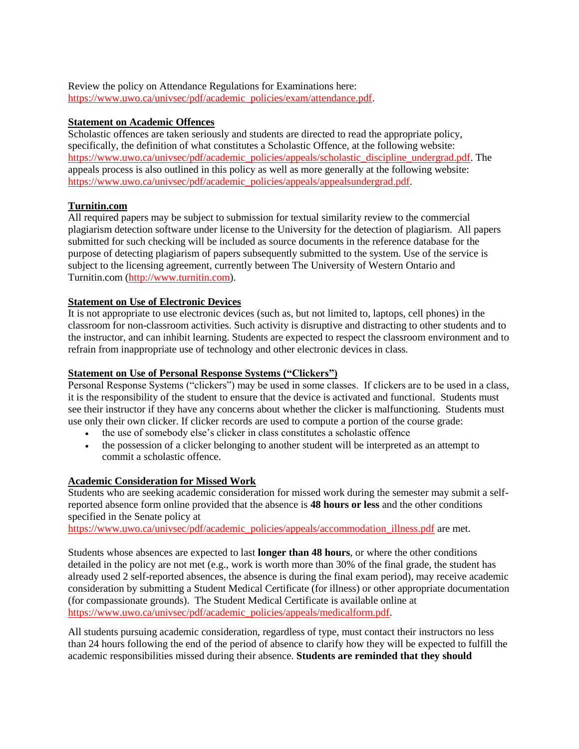Review the policy on Attendance Regulations for Examinations here: https://www.uwo.ca/univsec/pdf/academic_policies/exam/attendance.pdf.

**Statement on Academic Offences**

Scholastic offences are taken seriously and students are directed to read the appropriate policy, specifically, the definition of what constitutes a Scholastic Offence, at the following website: https://www.uwo.ca/univsec/pdf/academic_policies/appeals/scholastic_discipline_undergrad.pdf. The appeals process is also outlined in this policy as well as more generally at the following website: https://www.uwo.ca/univsec/pdf/academic_policies/appeals/appealsundergrad.pdf.

**Turnitin.com**

All required papers may be subject to submission for textual similarity review to the commercial plagiarism detection software under license to the University for the detection of plagiarism. All papers submitted for such checking will be included as source documents in the reference database for the purpose of detecting plagiarism of papers subsequently submitted to the system. Use of the service is subject to the licensing agreement, currently between The University of Western Ontario and Turnitin.com (http://www.turnitin.com).

**Statement on Use of Electronic Devices**

It is not appropriate to use electronic devices (such as, but not limited to, laptops, cell phones) in the classroom for non-classroom activities. Such activity is disruptive and distracting to other students and to the instructor, and can inhibit learning. Students are expected to respect the classroom environment and to refrain from inappropriate use of technology and other electronic devices in class.

**Statement on Use of Personal Response Systems ("Clickers")**

Personal Response Systems ("clickers") may be used in some classes. If clickers are to be used in a class, it is the responsibility of the student to ensure that the device is activated and functional. Students must see their instructor if they have any concerns about whether the clicker is malfunctioning. Students must use only their own clicker. If clicker records are used to compute a portion of the course grade:

- the use of somebody else's clicker in class constitutes a scholastic offence
- the possession of a clicker belonging to another student will be interpreted as an attempt to commit a scholastic offence.

**Academic Consideration for Missed Work**

Students who are seeking academic consideration for missed work during the semester may submit a self-reported absence form online provided that the absence is **48 hours or less** and the other conditions specified in the Senate policy at https://www.uwo.ca/univsec/pdf/academic_policies/appeals/accommodation_illness.pdf are met.

Students whose absences are expected to last **longer than 48 hours**, or where the other conditions detailed in the policy are not met (e.g., work is worth more than 30% of the final grade, the student has already used 2 self-reported absences, the absence is during the final exam period), may receive academic consideration by submitting a Student Medical Certificate (for illness) or other appropriate documentation (for compassionate grounds). The Student Medical Certificate is available online at https://www.uwo.ca/univsec/pdf/academic_policies/appeals/medicalform.pdf.

All students pursuing academic consideration, regardless of type, must contact their instructors no less than 24 hours following the end of the period of absence to clarify how they will be expected to fulfill the academic responsibilities missed during their absence. **Students are reminded that they should**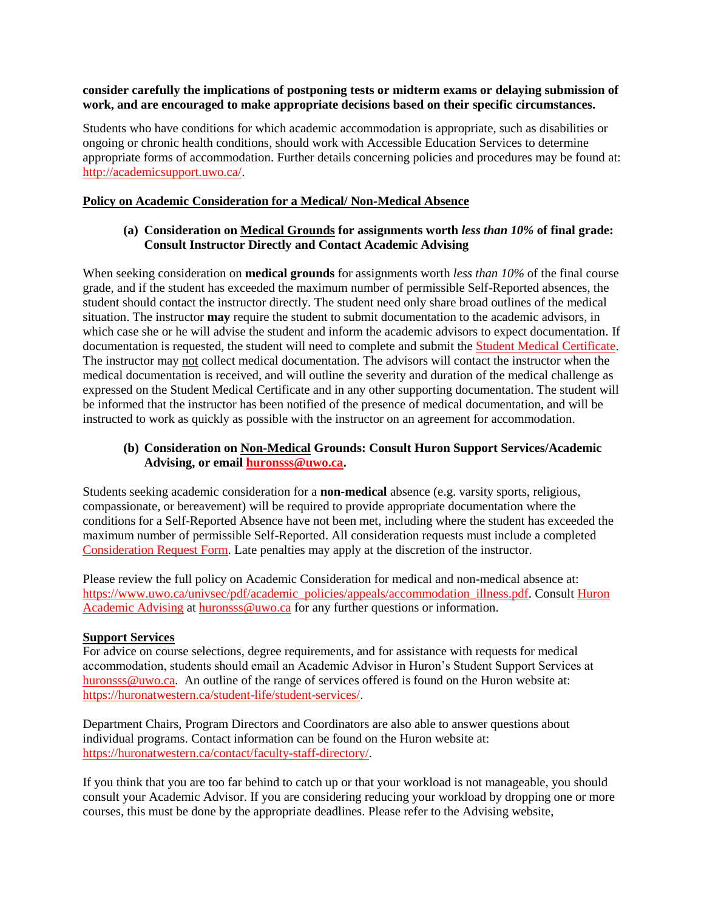**consider carefully the implications of postponing tests or midterm exams or delaying submission of work, and are encouraged to make appropriate decisions based on their specific circumstances.**

Students who have conditions for which academic accommodation is appropriate, such as disabilities or ongoing or chronic health conditions, should work with Accessible Education Services to determine appropriate forms of accommodation. Further details concerning policies and procedures may be found at: http://academicsupport.uwo.ca/.

## Policy on Academic Consideration for a Medical/ Non-Medical Absence

### (a) Consideration on Medical Grounds for assignments worth *less than 10%* of final grade: Consult Instructor Directly and Contact Academic Advising

When seeking consideration on **medical grounds** for assignments worth *less than 10%* of the final course grade, and if the student has exceeded the maximum number of permissible Self-Reported absences, the student should contact the instructor directly. The student need only share broad outlines of the medical situation. The instructor **may** require the student to submit documentation to the academic advisors, in which case she or he will advise the student and inform the academic advisors to expect documentation. If documentation is requested, the student will need to complete and submit the Student Medical Certificate. The instructor may not collect medical documentation. The advisors will contact the instructor when the medical documentation is received, and will outline the severity and duration of the medical challenge as expressed on the Student Medical Certificate and in any other supporting documentation. The student will be informed that the instructor has been notified of the presence of medical documentation, and will be instructed to work as quickly as possible with the instructor on an agreement for accommodation.

### (b) Consideration on Non-Medical Grounds: Consult Huron Support Services/Academic Advising, or email huronsss@uwo.ca.

Students seeking academic consideration for a **non-medical** absence (e.g. varsity sports, religious, compassionate, or bereavement) will be required to provide appropriate documentation where the conditions for a Self-Reported Absence have not been met, including where the student has exceeded the maximum number of permissible Self-Reported. All consideration requests must include a completed Consideration Request Form. Late penalties may apply at the discretion of the instructor.

Please review the full policy on Academic Consideration for medical and non-medical absence at: https://www.uwo.ca/univsec/pdf/academic_policies/appeals/accommodation_illness.pdf. Consult Huron Academic Advising at huronsss@uwo.ca for any further questions or information.

## Support Services

For advice on course selections, degree requirements, and for assistance with requests for medical accommodation, students should email an Academic Advisor in Huron's Student Support Services at huronsss@uwo.ca. An outline of the range of services offered is found on the Huron website at: https://huronatwestern.ca/student-life/student-services/.

Department Chairs, Program Directors and Coordinators are also able to answer questions about individual programs. Contact information can be found on the Huron website at: https://huronatwestern.ca/contact/faculty-staff-directory/.

If you think that you are too far behind to catch up or that your workload is not manageable, you should consult your Academic Advisor. If you are considering reducing your workload by dropping one or more courses, this must be done by the appropriate deadlines. Please refer to the Advising website,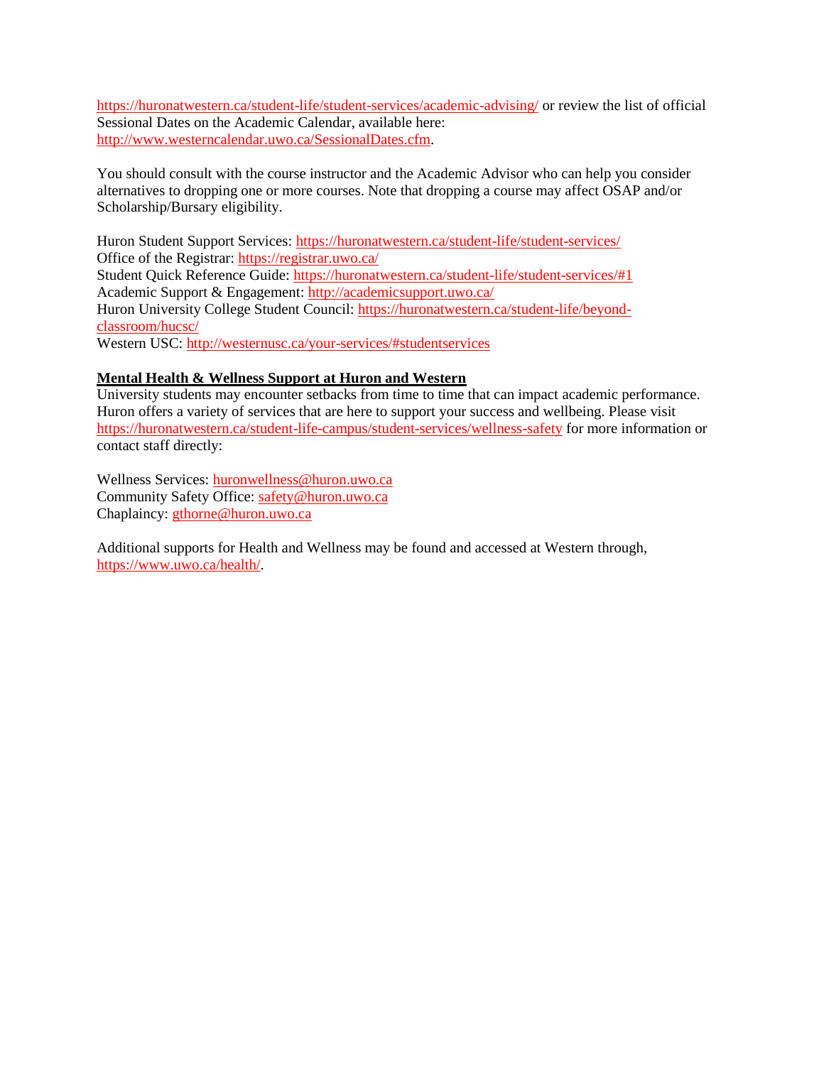https://huronatwestern.ca/student-life/student-services/academic-advising/ or review the list of official Sessional Dates on the Academic Calendar, available here: http://www.westerncalendar.uwo.ca/SessionalDates.cfm.

You should consult with the course instructor and the Academic Advisor who can help you consider alternatives to dropping one or more courses. Note that dropping a course may affect OSAP and/or Scholarship/Bursary eligibility.

Huron Student Support Services: https://huronatwestern.ca/student-life/student-services/
Office of the Registrar: https://registrar.uwo.ca/
Student Quick Reference Guide: https://huronatwestern.ca/student-life/student-services/#1
Academic Support & Engagement: http://academicsupport.uwo.ca/
Huron University College Student Council: https://huronatwestern.ca/student-life/beyond-classroom/hucsc/
Western USC: http://westernusc.ca/your-services/#studentservices

**Mental Health & Wellness Support at Huron and Western**

University students may encounter setbacks from time to time that can impact academic performance. Huron offers a variety of services that are here to support your success and wellbeing. Please visit https://huronatwestern.ca/student-life-campus/student-services/wellness-safety for more information or contact staff directly:

Wellness Services: huronwellness@huron.uwo.ca
Community Safety Office: safety@huron.uwo.ca
Chaplaincy: gthorne@huron.uwo.ca

Additional supports for Health and Wellness may be found and accessed at Western through, https://www.uwo.ca/health/.